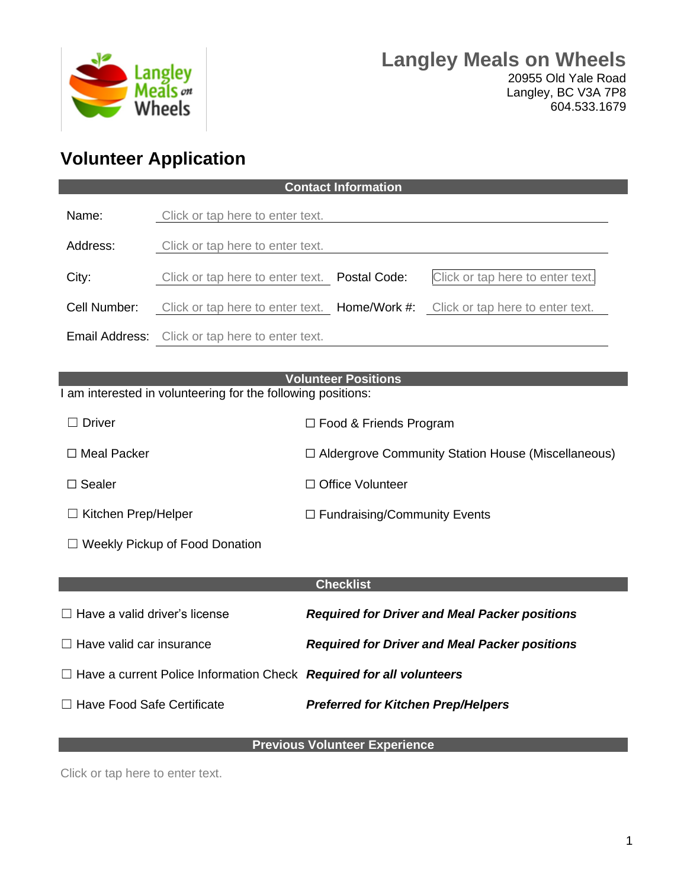# Langley Meals on Wheels

20955 Old Yale Road
Langley, BC V3A 7P8
604.533.1679

## Volunteer Application

### Contact Information

| | | | |
|---|---|---|---|
| Name: | Click or tap here to enter text. | | |
| Address: | Click or tap here to enter text. | | |
| City: | Click or tap here to enter text. | Postal Code: | Click or tap here to enter text. |
| Cell Number: | Click or tap here to enter text. | Home/Work #: | Click or tap here to enter text. |
| Email Address: | Click or tap here to enter text. | | |

### Volunteer Positions

I am interested in volunteering for the following positions:

| | |
|---|---|
| ☐ Driver | ☐ Food & Friends Program |
| ☐ Meal Packer | ☐ Aldergrove Community Station House (Miscellaneous) |
| ☐ Sealer | ☐ Office Volunteer |
| ☐ Kitchen Prep/Helper | ☐ Fundraising/Community Events |
| ☐ Weekly Pickup of Food Donation | |

### Checklist

| | |
|---|---|
| ☐ Have a valid driver's license | ***Required for Driver and Meal Packer positions*** |
| ☐ Have valid car insurance | ***Required for Driver and Meal Packer positions*** |
| ☐ Have a current Police Information Check | ***Required for all volunteers*** |
| ☐ Have Food Safe Certificate | ***Preferred for Kitchen Prep/Helpers*** |

### Previous Volunteer Experience

Click or tap here to enter text.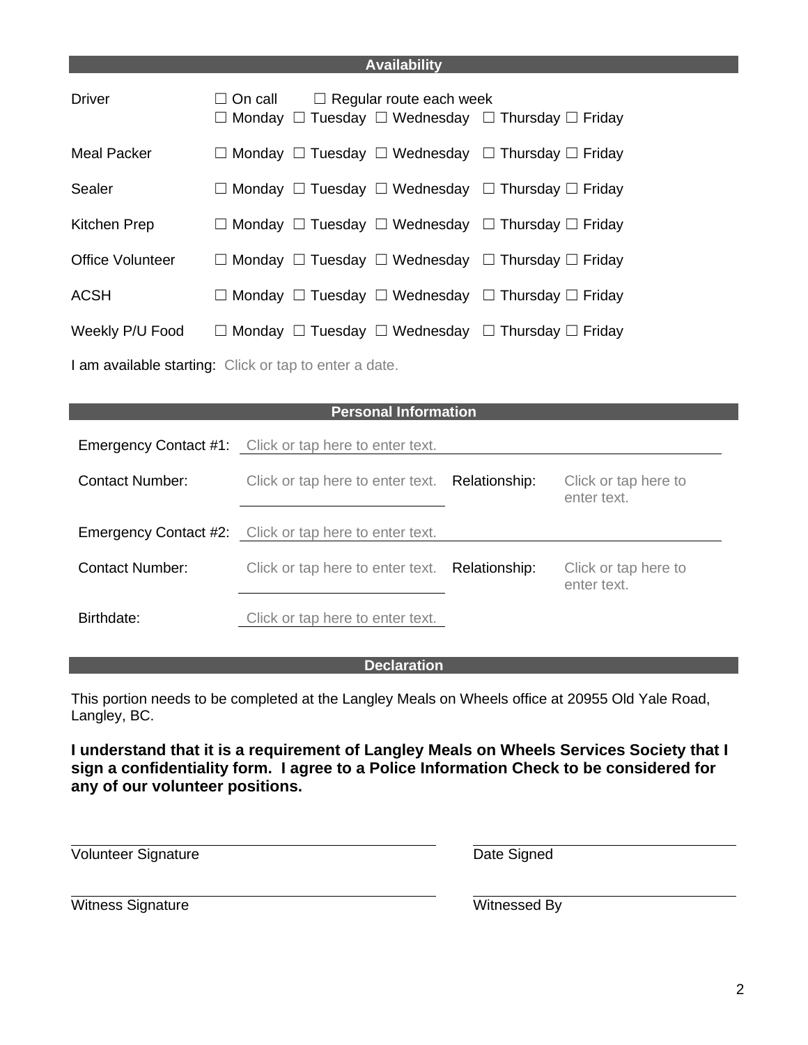## Availability

| | |
|---|---|
| Driver | ☐ On call ☐ Regular route each week<br>☐ Monday ☐ Tuesday ☐ Wednesday ☐ Thursday ☐ Friday |
| Meal Packer | ☐ Monday ☐ Tuesday ☐ Wednesday ☐ Thursday ☐ Friday |
| Sealer | ☐ Monday ☐ Tuesday ☐ Wednesday ☐ Thursday ☐ Friday |
| Kitchen Prep | ☐ Monday ☐ Tuesday ☐ Wednesday ☐ Thursday ☐ Friday |
| Office Volunteer | ☐ Monday ☐ Tuesday ☐ Wednesday ☐ Thursday ☐ Friday |
| ACSH | ☐ Monday ☐ Tuesday ☐ Wednesday ☐ Thursday ☐ Friday |
| Weekly P/U Food | ☐ Monday ☐ Tuesday ☐ Wednesday ☐ Thursday ☐ Friday |

I am available starting: Click or tap to enter a date.

## Personal Information

| | | | |
|---|---|---|---|
| Emergency Contact #1: | Click or tap here to enter text. | | |
| Contact Number: | Click or tap here to enter text. | Relationship: | Click or tap here to enter text. |
| Emergency Contact #2: | Click or tap here to enter text. | | |
| Contact Number: | Click or tap here to enter text. | Relationship: | Click or tap here to enter text. |
| Birthdate: | Click or tap here to enter text. | | |

## Declaration

This portion needs to be completed at the Langley Meals on Wheels office at 20955 Old Yale Road, Langley, BC.

**I understand that it is a requirement of Langley Meals on Wheels Services Society that I sign a confidentiality form. I agree to a Police Information Check to be considered for any of our volunteer positions.**

Volunteer Signature ____________________ Date Signed ____________________

Witness Signature ____________________ Witnessed By ____________________